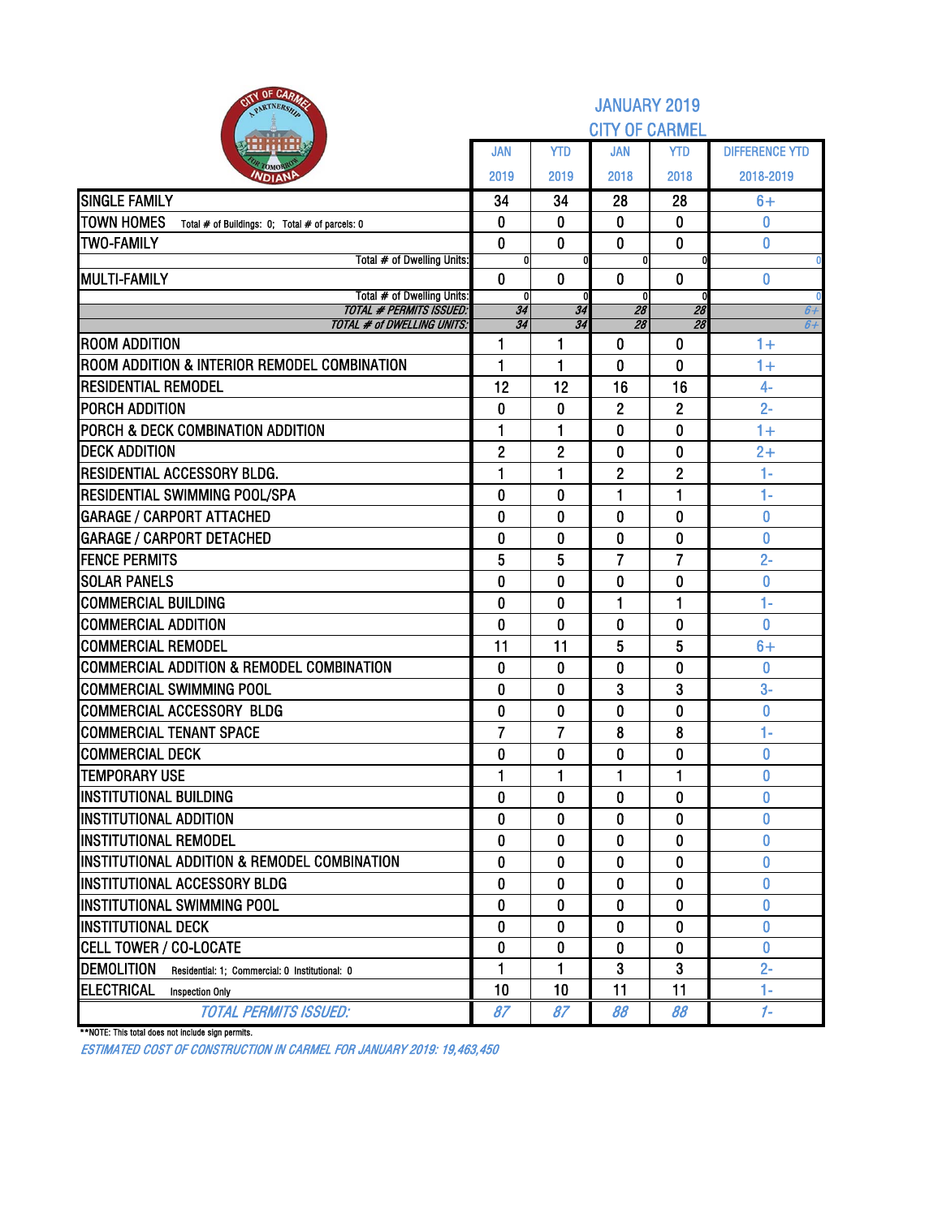# JANUARY 2019

## CITY OF CARMEL

| | JAN 2019 | YTD 2019 | JAN 2018 | YTD 2018 | DIFFERENCE YTD 2018-2019 |
|---|---|---|---|---|---|
| SINGLE FAMILY | 34 | 34 | 28 | 28 | 6+ |
| TOWN HOMES Total # of Buildings: 0; Total # of parcels: 0 | 0 | 0 | 0 | 0 | 0 |
| TWO-FAMILY | 0 | 0 | 0 | 0 | 0 |
| Total # of Dwelling Units: | 0 | 0 | 0 | 0 | 0 |
| MULTI-FAMILY | 0 | 0 | 0 | 0 | 0 |
| Total # of Dwelling Units: | 0 | 0 | 0 | 0 | 0 |
| *TOTAL # PERMITS ISSUED:* | *34* | *34* | *28* | *28* | *6+* |
| *TOTAL # of DWELLING UNITS:* | *34* | *34* | *28* | *28* | *6+* |
| ROOM ADDITION | 1 | 1 | 0 | 0 | 1+ |
| ROOM ADDITION & INTERIOR REMODEL COMBINATION | 1 | 1 | 0 | 0 | 1+ |
| RESIDENTIAL REMODEL | 12 | 12 | 16 | 16 | 4- |
| PORCH ADDITION | 0 | 0 | 2 | 2 | 2- |
| PORCH & DECK COMBINATION ADDITION | 1 | 1 | 0 | 0 | 1+ |
| DECK ADDITION | 2 | 2 | 0 | 0 | 2+ |
| RESIDENTIAL ACCESSORY BLDG. | 1 | 1 | 2 | 2 | 1- |
| RESIDENTIAL SWIMMING POOL/SPA | 0 | 0 | 1 | 1 | 1- |
| GARAGE / CARPORT ATTACHED | 0 | 0 | 0 | 0 | 0 |
| GARAGE / CARPORT DETACHED | 0 | 0 | 0 | 0 | 0 |
| FENCE PERMITS | 5 | 5 | 7 | 7 | 2- |
| SOLAR PANELS | 0 | 0 | 0 | 0 | 0 |
| COMMERCIAL BUILDING | 0 | 0 | 1 | 1 | 1- |
| COMMERCIAL ADDITION | 0 | 0 | 0 | 0 | 0 |
| COMMERCIAL REMODEL | 11 | 11 | 5 | 5 | 6+ |
| COMMERCIAL ADDITION & REMODEL COMBINATION | 0 | 0 | 0 | 0 | 0 |
| COMMERCIAL SWIMMING POOL | 0 | 0 | 3 | 3 | 3- |
| COMMERCIAL ACCESSORY BLDG | 0 | 0 | 0 | 0 | 0 |
| COMMERCIAL TENANT SPACE | 7 | 7 | 8 | 8 | 1- |
| COMMERCIAL DECK | 0 | 0 | 0 | 0 | 0 |
| TEMPORARY USE | 1 | 1 | 1 | 1 | 0 |
| INSTITUTIONAL BUILDING | 0 | 0 | 0 | 0 | 0 |
| INSTITUTIONAL ADDITION | 0 | 0 | 0 | 0 | 0 |
| INSTITUTIONAL REMODEL | 0 | 0 | 0 | 0 | 0 |
| INSTITUTIONAL ADDITION & REMODEL COMBINATION | 0 | 0 | 0 | 0 | 0 |
| INSTITUTIONAL ACCESSORY BLDG | 0 | 0 | 0 | 0 | 0 |
| INSTITUTIONAL SWIMMING POOL | 0 | 0 | 0 | 0 | 0 |
| INSTITUTIONAL DECK | 0 | 0 | 0 | 0 | 0 |
| CELL TOWER / CO-LOCATE | 0 | 0 | 0 | 0 | 0 |
| DEMOLITION Residential: 1; Commercial: 0 Institutional: 0 | 1 | 1 | 3 | 3 | 2- |
| ELECTRICAL Inspection Only | 10 | 10 | 11 | 11 | 1- |
| *TOTAL PERMITS ISSUED:* | *87* | *87* | *88* | *88* | *1-* |

**NOTE: This total does not include sign permits.

*ESTIMATED COST OF CONSTRUCTION IN CARMEL FOR JANUARY 2019: 19,463,450*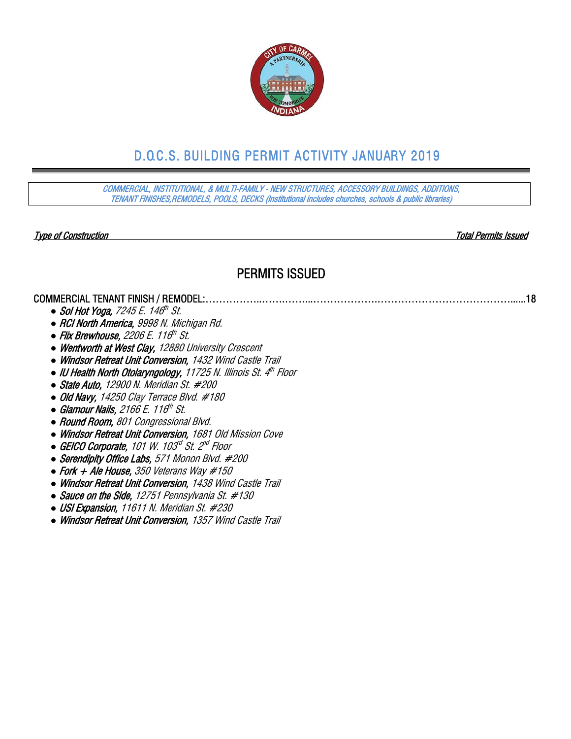# D.O.C.S. BUILDING PERMIT ACTIVITY JANUARY 2019

*COMMERCIAL, INSTITUTIONAL, & MULTI-FAMILY - NEW STRUCTURES, ACCESSORY BUILDINGS, ADDITIONS, TENANT FINISHES,REMODELS, POOLS, DECKS (Institutional includes churches, schools & public libraries)*

***Type of Construction*** — ***Total Permits Issued***

## PERMITS ISSUED

COMMERCIAL TENANT FINISH / REMODEL:……………..…….……...……………….………………………………….......18

- ***Sol Hot Yoga,*** *7245 E. 146th St.*
- ***RCI North America,*** *9998 N. Michigan Rd.*
- ***Flix Brewhouse,*** *2206 E. 116th St.*
- ***Wentworth at West Clay,*** *12880 University Crescent*
- ***Windsor Retreat Unit Conversion,*** *1432 Wind Castle Trail*
- ***IU Health North Otolaryngology,*** *11725 N. Illinois St. 4th Floor*
- ***State Auto,*** *12900 N. Meridian St. #200*
- ***Old Navy,*** *14250 Clay Terrace Blvd. #180*
- ***Glamour Nails,*** *2166 E. 116th St.*
- ***Round Room,*** *801 Congressional Blvd.*
- ***Windsor Retreat Unit Conversion,*** *1681 Old Mission Cove*
- ***GEICO Corporate,*** *101 W. 103rd St. 2nd Floor*
- ***Serendipity Office Labs,*** *571 Monon Blvd. #200*
- ***Fork + Ale House,*** *350 Veterans Way #150*
- ***Windsor Retreat Unit Conversion,*** *1438 Wind Castle Trail*
- ***Sauce on the Side,*** *12751 Pennsylvania St. #130*
- ***USI Expansion,*** *11611 N. Meridian St. #230*
- ***Windsor Retreat Unit Conversion,*** *1357 Wind Castle Trail*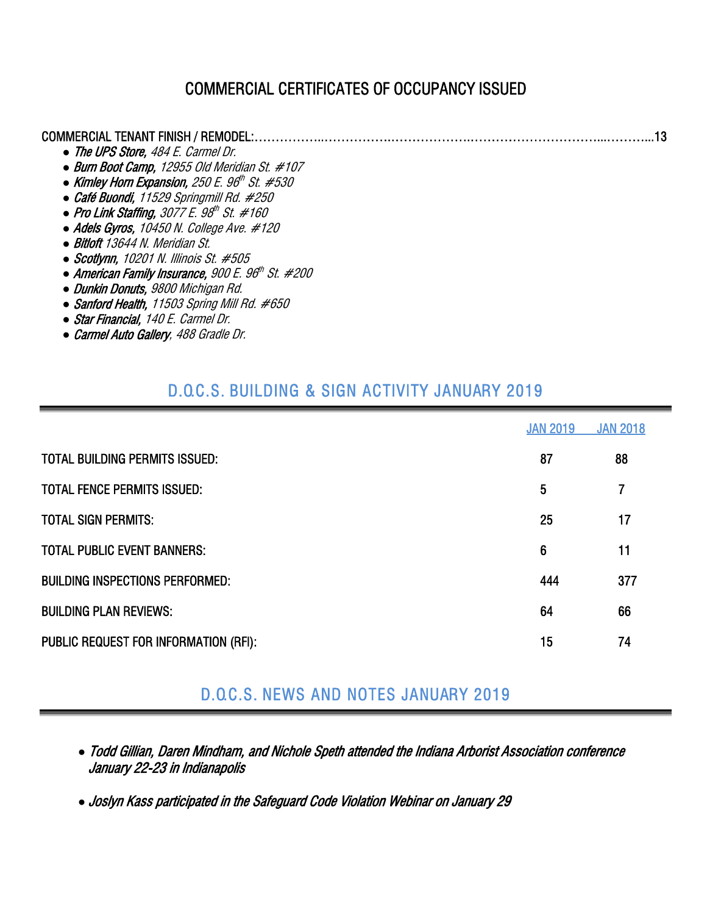## COMMERCIAL CERTIFICATES OF OCCUPANCY ISSUED

COMMERCIAL TENANT FINISH / REMODEL:……………..……………….……………….……………………………...………...13

- ***The UPS Store,*** *484 E. Carmel Dr.*
- ***Burn Boot Camp,*** *12955 Old Meridian St. #107*
- ***Kimley Horn Expansion,*** *250 E. 96th St. #530*
- ***Café Buondi,*** *11529 Springmill Rd. #250*
- ***Pro Link Staffing,*** *3077 E. 98th St. #160*
- ***Adels Gyros,*** *10450 N. College Ave. #120*
- ***Bitloft*** *13644 N. Meridian St.*
- ***Scotlynn,*** *10201 N. Illinois St. #505*
- ***American Family Insurance,*** *900 E. 96th St. #200*
- ***Dunkin Donuts,*** *9800 Michigan Rd.*
- ***Sanford Health,*** *11503 Spring Mill Rd. #650*
- ***Star Financial,*** *140 E. Carmel Dr.*
- ***Carmel Auto Gallery***, *488 Gradle Dr.*

## D.O.C.S. BUILDING & SIGN ACTIVITY JANUARY 2019

| | JAN 2019 | JAN 2018 |
|---|---|---|
| TOTAL BUILDING PERMITS ISSUED: | 87 | 88 |
| TOTAL FENCE PERMITS ISSUED: | 5 | 7 |
| TOTAL SIGN PERMITS: | 25 | 17 |
| TOTAL PUBLIC EVENT BANNERS: | 6 | 11 |
| BUILDING INSPECTIONS PERFORMED: | 444 | 377 |
| BUILDING PLAN REVIEWS: | 64 | 66 |
| PUBLIC REQUEST FOR INFORMATION (RFI): | 15 | 74 |

## D.O.C.S. NEWS AND NOTES JANUARY 2019

- *Todd Gillian, Daren Mindham, and Nichole Speth attended the Indiana Arborist Association conference January 22-23 in Indianapolis*
- *Joslyn Kass participated in the Safeguard Code Violation Webinar on January 29*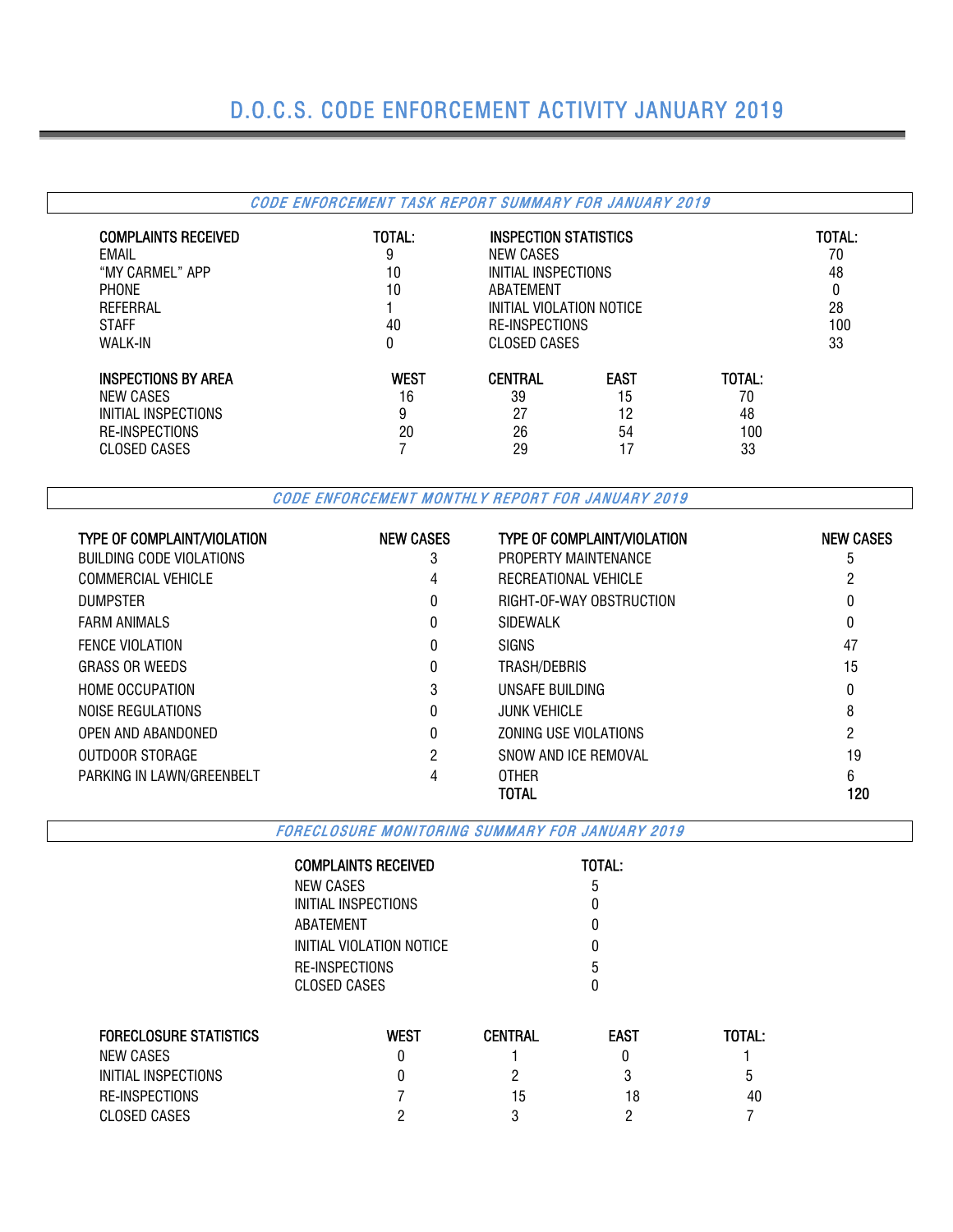# D.O.C.S. CODE ENFORCEMENT ACTIVITY JANUARY 2019

## *CODE ENFORCEMENT TASK REPORT SUMMARY FOR JANUARY 2019*

| COMPLAINTS RECEIVED | TOTAL: |
|---|---|
| EMAIL | 9 |
| "MY CARMEL" APP | 10 |
| PHONE | 10 |
| REFERRAL | 1 |
| STAFF | 40 |
| WALK-IN | 0 |

| INSPECTION STATISTICS | TOTAL: |
|---|---|
| NEW CASES | 70 |
| INITIAL INSPECTIONS | 48 |
| ABATEMENT | 0 |
| INITIAL VIOLATION NOTICE | 28 |
| RE-INSPECTIONS | 100 |
| CLOSED CASES | 33 |

| INSPECTIONS BY AREA | WEST | CENTRAL | EAST | TOTAL: |
|---|---|---|---|---|
| NEW CASES | 16 | 39 | 15 | 70 |
| INITIAL INSPECTIONS | 9 | 27 | 12 | 48 |
| RE-INSPECTIONS | 20 | 26 | 54 | 100 |
| CLOSED CASES | 7 | 29 | 17 | 33 |

## *CODE ENFORCEMENT MONTHLY REPORT FOR JANUARY 2019*

| TYPE OF COMPLAINT/VIOLATION | NEW CASES | TYPE OF COMPLAINT/VIOLATION | NEW CASES |
|---|---|---|---|
| BUILDING CODE VIOLATIONS | 3 | PROPERTY MAINTENANCE | 5 |
| COMMERCIAL VEHICLE | 4 | RECREATIONAL VEHICLE | 2 |
| DUMPSTER | 0 | RIGHT-OF-WAY OBSTRUCTION | 0 |
| FARM ANIMALS | 0 | SIDEWALK | 0 |
| FENCE VIOLATION | 0 | SIGNS | 47 |
| GRASS OR WEEDS | 0 | TRASH/DEBRIS | 15 |
| HOME OCCUPATION | 3 | UNSAFE BUILDING | 0 |
| NOISE REGULATIONS | 0 | JUNK VEHICLE | 8 |
| OPEN AND ABANDONED | 0 | ZONING USE VIOLATIONS | 2 |
| OUTDOOR STORAGE | 2 | SNOW AND ICE REMOVAL | 19 |
| PARKING IN LAWN/GREENBELT | 4 | OTHER | 6 |
| | | **TOTAL** | **120** |

## *FORECLOSURE MONITORING SUMMARY FOR JANUARY 2019*

| COMPLAINTS RECEIVED | TOTAL: |
|---|---|
| NEW CASES | 5 |
| INITIAL INSPECTIONS | 0 |
| ABATEMENT | 0 |
| INITIAL VIOLATION NOTICE | 0 |
| RE-INSPECTIONS | 5 |
| CLOSED CASES | 0 |

| FORECLOSURE STATISTICS | WEST | CENTRAL | EAST | TOTAL: |
|---|---|---|---|---|
| NEW CASES | 0 | 1 | 0 | 1 |
| INITIAL INSPECTIONS | 0 | 2 | 3 | 5 |
| RE-INSPECTIONS | 7 | 15 | 18 | 40 |
| CLOSED CASES | 2 | 3 | 2 | 7 |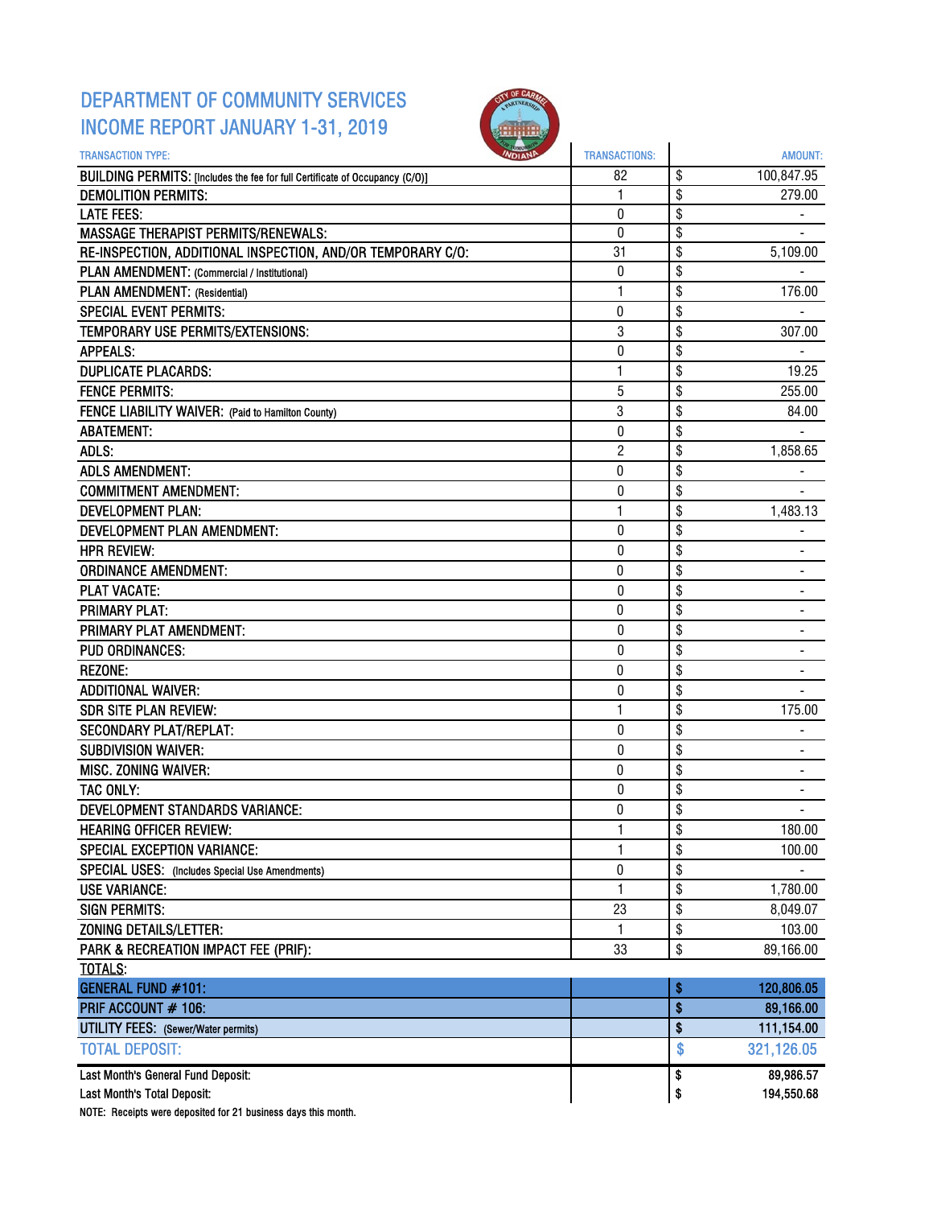# DEPARTMENT OF COMMUNITY SERVICES
# INCOME REPORT JANUARY 1-31, 2019

| TRANSACTION TYPE: | TRANSACTIONS: | AMOUNT: |
|---|---|---|
| BUILDING PERMITS: [Includes the fee for full Certificate of Occupancy (C/O)] | 82 | $ 100,847.95 |
| DEMOLITION PERMITS: | 1 | $ 279.00 |
| LATE FEES: | 0 | $ - |
| MASSAGE THERAPIST PERMITS/RENEWALS: | 0 | $ - |
| RE-INSPECTION, ADDITIONAL INSPECTION, AND/OR TEMPORARY C/O: | 31 | $ 5,109.00 |
| PLAN AMENDMENT: (Commercial / Institutional) | 0 | $ - |
| PLAN AMENDMENT: (Residential) | 1 | $ 176.00 |
| SPECIAL EVENT PERMITS: | 0 | $ - |
| TEMPORARY USE PERMITS/EXTENSIONS: | 3 | $ 307.00 |
| APPEALS: | 0 | $ - |
| DUPLICATE PLACARDS: | 1 | $ 19.25 |
| FENCE PERMITS: | 5 | $ 255.00 |
| FENCE LIABILITY WAIVER: (Paid to Hamilton County) | 3 | $ 84.00 |
| ABATEMENT: | 0 | $ - |
| ADLS: | 2 | $ 1,858.65 |
| ADLS AMENDMENT: | 0 | $ - |
| COMMITMENT AMENDMENT: | 0 | $ - |
| DEVELOPMENT PLAN: | 1 | $ 1,483.13 |
| DEVELOPMENT PLAN AMENDMENT: | 0 | $ - |
| HPR REVIEW: | 0 | $ - |
| ORDINANCE AMENDMENT: | 0 | $ - |
| PLAT VACATE: | 0 | $ - |
| PRIMARY PLAT: | 0 | $ - |
| PRIMARY PLAT AMENDMENT: | 0 | $ - |
| PUD ORDINANCES: | 0 | $ - |
| REZONE: | 0 | $ - |
| ADDITIONAL WAIVER: | 0 | $ - |
| SDR SITE PLAN REVIEW: | 1 | $ 175.00 |
| SECONDARY PLAT/REPLAT: | 0 | $ - |
| SUBDIVISION WAIVER: | 0 | $ - |
| MISC. ZONING WAIVER: | 0 | $ - |
| TAC ONLY: | 0 | $ - |
| DEVELOPMENT STANDARDS VARIANCE: | 0 | $ - |
| HEARING OFFICER REVIEW: | 1 | $ 180.00 |
| SPECIAL EXCEPTION VARIANCE: | 1 | $ 100.00 |
| SPECIAL USES: (Includes Special Use Amendments) | 0 | $ - |
| USE VARIANCE: | 1 | $ 1,780.00 |
| SIGN PERMITS: | 23 | $ 8,049.07 |
| ZONING DETAILS/LETTER: | 1 | $ 103.00 |
| PARK & RECREATION IMPACT FEE (PRIF): | 33 | $ 89,166.00 |
| TOTALS: | | |
| GENERAL FUND #101: | | $ 120,806.05 |
| PRIF ACCOUNT # 106: | | $ 89,166.00 |
| UTILITY FEES: (Sewer/Water permits) | | $ 111,154.00 |
| TOTAL DEPOSIT: | | $ 321,126.05 |
| Last Month's General Fund Deposit: | | $ 89,986.57 |
| Last Month's Total Deposit: | | $ 194,550.68 |

NOTE: Receipts were deposited for 21 business days this month.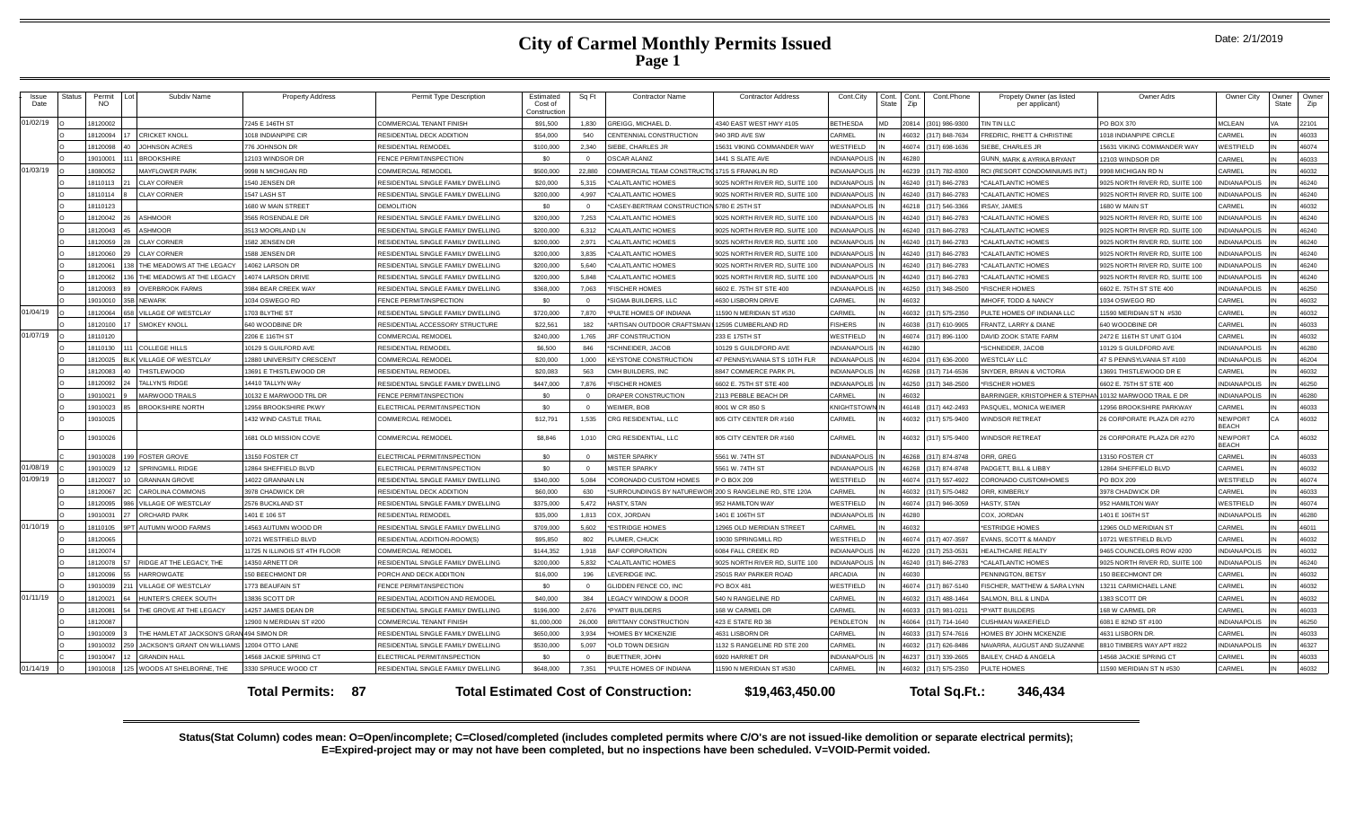# City of Carmel Monthly Permits Issued

Date: 2/1/2019

| Issue Date | Status | Permit NO | Lot | Subdiv Name | Property Address | Permit Type Description | Estimated Cost of Construction | Sq Ft | Contractor Name | Contractor Address | Cont.City | Cont. State | Cont. Zip | Cont.Phone | Propety Owner (as listed per applicant) | Owner Adrs | Owner City | Owner State | Owner Zip |
|---|---|---|---|---|---|---|---|---|---|---|---|---|---|---|---|---|---|---|---|
| 01/02/19 | O | 18120002 | | | 7245 E 146TH ST | COMMERCIAL TENANT FINISH | $91,500 | 1,830 | GREIGG, MICHAEL D. | 4340 EAST WEST HWY #105 | BETHESDA | MD | 20814 | (301) 986-9300 | TIN TIN LLC | PO BOX 370 | MCLEAN | VA | 22101 |
| | O | 18120094 | 17 | CRICKET KNOLL | 1018 INDIANPIPE CIR | RESIDENTIAL DECK ADDITION | $54,000 | 540 | CENTENNIAL CONSTRUCTION | 940 3RD AVE SW | CARMEL | IN | 46032 | (317) 848-7634 | FREDRIC, RHETT & CHRISTINE | 1018 INDIANPIPE CIRCLE | CARMEL | IN | 46033 |
| | O | 18120098 | 40 | JOHNSON ACRES | 776 JOHNSON DR | RESIDENTIAL REMODEL | $100,000 | 2,340 | SIEBE, CHARLES JR | 15631 VIKING COMMANDER WAY | WESTFIELD | IN | 46074 | (317) 698-1636 | SIEBE, CHARLES JR | 15631 VIKING COMMANDER WAY | WESTFIELD | IN | 46074 |
| | O | 19010001 | 111 | BROOKSHIRE | 12103 WINDSOR DR | FENCE PERMIT/INSPECTION | $0 | 0 | OSCAR ALANIZ | 1441 S SLATE AVE | INDIANAPOLIS | IN | 46280 | | GUNN, MARK & AYRIKA BRYANT | 12103 WINDSOR DR | CARMEL | IN | 46033 |
| 01/03/19 | O | 18080052 | | MAYFLOWER PARK | 9998 N MICHIGAN RD | COMMERCIAL REMODEL | $500,000 | 22,880 | COMMERCIAL TEAM CONSTRUCTIO | 1715 S FRANKLIN RD | INDIANAPOLIS | IN | 46239 | (317) 782-8300 | RCI (RESORT CONDOMINIUMS INT.) | 9998 MICHIGAN RD N | CARMEL | IN | 46032 |
| | O | 18110113 | 21 | CLAY CORNER | 1540 JENSEN DR | RESIDENTIAL SINGLE FAMILY DWELLING | $200,000 | 5,315 | *CALATLANTIC HOMES | 9025 NORTH RIVER RD, SUITE 100 | INDIANAPOLIS | IN | 46240 | (317) 846-2783 | *CALATLANTIC HOMES | 9025 NORTH RIVER RD, SUITE 100 | INDIANAPOLIS | IN | 46240 |
| | O | 18110114 | 8 | CLAY CORNER | 1547 LASH ST | RESIDENTIAL SINGLE FAMILY DWELLING | $200,000 | 4,997 | *CALATLANTIC HOMES | 9025 NORTH RIVER RD, SUITE 100 | INDIANAPOLIS | IN | 46240 | (317) 846-2783 | *CALATLANTIC HOMES | 9025 NORTH RIVER RD, SUITE 100 | INDIANAPOLIS | IN | 46240 |
| | O | 18110123 | | | 1680 W MAIN STREET | DEMOLITION | $0 | 0 | *CASEY-BERTRAM CONSTRUCTION | 5780 E 25TH ST | INDIANAPOLIS | IN | 46218 | (317) 546-3366 | IRSAY, JAMES | 1680 W MAIN ST | CARMEL | IN | 46032 |
| | O | 18120042 | 26 | ASHMOOR | 3565 ROSENDALE DR | RESIDENTIAL SINGLE FAMILY DWELLING | $200,000 | 7,253 | *CALATLANTIC HOMES | 9025 NORTH RIVER RD, SUITE 100 | INDIANAPOLIS | IN | 46240 | (317) 846-2783 | *CALATLANTIC HOMES | 9025 NORTH RIVER RD, SUITE 100 | INDIANAPOLIS | IN | 46240 |
| | O | 18120043 | 45 | ASHMOOR | 3513 MOORLAND LN | RESIDENTIAL SINGLE FAMILY DWELLING | $200,000 | 6,312 | *CALATLANTIC HOMES | 9025 NORTH RIVER RD, SUITE 100 | INDIANAPOLIS | IN | 46240 | (317) 846-2783 | *CALATLANTIC HOMES | 9025 NORTH RIVER RD, SUITE 100 | INDIANAPOLIS | IN | 46240 |
| | O | 18120059 | 28 | CLAY CORNER | 1582 JENSEN DR | RESIDENTIAL SINGLE FAMILY DWELLING | $200,000 | 2,971 | *CALATLANTIC HOMES | 9025 NORTH RIVER RD, SUITE 100 | INDIANAPOLIS | IN | 46240 | (317) 846-2783 | *CALATLANTIC HOMES | 9025 NORTH RIVER RD, SUITE 100 | INDIANAPOLIS | IN | 46240 |
| | O | 18120060 | 29 | CLAY CORNER | 1588 JENSEN DR | RESIDENTIAL SINGLE FAMILY DWELLING | $200,000 | 3,835 | *CALATLANTIC HOMES | 9025 NORTH RIVER RD, SUITE 100 | INDIANAPOLIS | IN | 46240 | (317) 846-2783 | *CALATLANTIC HOMES | 9025 NORTH RIVER RD, SUITE 100 | INDIANAPOLIS | IN | 46240 |
| | O | 18120061 | 138 | THE MEADOWS AT THE LEGACY | 14062 LARSON DR | RESIDENTIAL SINGLE FAMILY DWELLING | $200,000 | 5,640 | *CALATLANTIC HOMES | 9025 NORTH RIVER RD, SUITE 100 | INDIANAPOLIS | IN | 46240 | (317) 846-2783 | *CALATLANTIC HOMES | 9025 NORTH RIVER RD, SUITE 100 | INDIANAPOLIS | IN | 46240 |
| | O | 18120062 | 136 | THE MEADOWS AT THE LEGACY | 14074 LARSON DRIVE | RESIDENTIAL SINGLE FAMILY DWELLING | $200,000 | 5,848 | *CALATLANTIC HOMES | 9025 NORTH RIVER RD, SUITE 100 | INDIANAPOLIS | IN | 46240 | (317) 846-2783 | *CALATLANTIC HOMES | 9025 NORTH RIVER RD, SUITE 100 | INDIANAPOLIS | IN | 46240 |
| | O | 18120093 | 89 | OVERBROOK FARMS | 3984 BEAR CREEK WAY | RESIDENTIAL SINGLE FAMILY DWELLING | $368,000 | 7,063 | *FISCHER HOMES | 6602 E. 75TH ST STE 400 | INDIANAPOLIS | IN | 46250 | (317) 348-2500 | *FISCHER HOMES | 6602 E. 75TH ST STE 400 | INDIANAPOLIS | IN | 46250 |
| | O | 19010010 | 35B | NEWARK | 1034 OSWEGO RD | FENCE PERMIT/INSPECTION | $0 | 0 | *SIGMA BUILDERS, LLC | 4630 LISBORN DRIVE | CARMEL | IN | 46032 | | IMHOFF, TODD & NANCY | 1034 OSWEGO RD | CARMEL | IN | 46032 |
| 01/04/19 | O | 18120064 | 658 | VILLAGE OF WESTCLAY | 1703 BLYTHE ST | RESIDENTIAL SINGLE FAMILY DWELLING | $720,000 | 7,870 | *PULTE HOMES OF INDIANA | 11590 N MERIDIAN ST #530 | CARMEL | IN | 46032 | (317) 575-2350 | PULTE HOMES OF INDIANA LLC | 11590 MERIDIAN ST N #530 | CARMEL | IN | 46032 |
| | O | 18120100 | 17 | SMOKEY KNOLL | 640 WOODBINE DR | RESIDENTIAL ACCESSORY STRUCTURE | $22,561 | 182 | *ARTISAN OUTDOOR CRAFTSMAN | 12595 CUMBERLAND RD | FISHERS | IN | 46038 | (317) 610-9905 | FRANTZ, LARRY & DIANE | 640 WOODBINE DR | CARMEL | IN | 46033 |
| 01/07/19 | O | 18110120 | | | 2206 E 116TH ST | COMMERCIAL REMODEL | $240,000 | 1,765 | JRF CONSTRUCTION | 233 E 175TH ST | WESTFIELD | IN | 46074 | (317) 896-1100 | DAVID ZOOK STATE FARM | 2472 E 116TH ST UNIT G104 | CARMEL | IN | 46032 |
| | O | 18110130 | 111 | COLLEGE HILLS | 10129 S GUILFORD AVE | RESIDENTIAL REMODEL | $6,500 | 846 | *SCHNEIDER, JACOB | 10129 S GUILDFORD AVE | INDIANAPOLIS | IN | 46280 | | *SCHNEIDER, JACOB | 10129 S GUILDFORD AVE | INDIANAPOLIS | IN | 46280 |
| | O | 18120025 | BLK | VILLAGE OF WESTCLAY | 12880 UNIVERSITY CRESCENT | COMMERCIAL REMODEL | $20,000 | 1,000 | KEYSTONE CONSTRUCTION | 47 PENNSYLVANIA ST S 10TH FLR | INDIANAPOLIS | IN | 46204 | (317) 636-2000 | WESTCLAY LLC | 47 S PENNSYLVANIA ST #100 | INDIANAPOLIS | IN | 46204 |
| | O | 18120083 | 40 | THISTLEWOOD | 13691 E THISTLEWOOD DR | RESIDENTIAL REMODEL | $20,083 | 563 | CMH BUILDERS, INC | 8847 COMMERCE PARK PL | INDIANAPOLIS | IN | 46268 | (317) 714-6536 | SNYDER, BRIAN & VICTORIA | 13691 THISTLEWOOD DR E | CARMEL | IN | 46032 |
| | O | 18120092 | 24 | TALLYN'S RIDGE | 14410 TALLYN WAy | RESIDENTIAL SINGLE FAMILY DWELLING | $447,000 | 7,876 | *FISCHER HOMES | 6602 E. 75TH ST STE 400 | INDIANAPOLIS | IN | 46250 | (317) 348-2500 | *FISCHER HOMES | 6602 E. 75TH ST STE 400 | INDIANAPOLIS | IN | 46250 |
| | O | 19010021 | 9 | MARWOOD TRAILS | 10132 E MARWOOD TRL DR | FENCE PERMIT/INSPECTION | $0 | 0 | DRAPER CONSTRUCTION | 2113 PEBBLE BEACH DR | CARMEL | IN | 46032 | | BARRINGER, KRISTOPHER & STEPHAN | 10132 MARWOOD TRAIL E DR | INDIANAPOLIS | IN | 46280 |
| | O | 19010023 | 85 | BROOKSHIRE NORTH | 12956 BROOKSHIRE PKWY | ELECTRICAL PERMIT/INSPECTION | $0 | 0 | WEIMER, BOB | 8001 W CR 850 S | KNIGHTSTOWN | IN | 46148 | (317) 442-2493 | PASQUEL, MONICA WEIMER | 12956 BROOKSHIRE PARKWAY | CARMEL | IN | 46033 |
| | O | 19010025 | | | 1432 WIND CASTLE TRAIL | COMMERCIAL REMODEL | $12,791 | 1,535 | CRG RESIDENTIAL, LLC | 805 CITY CENTER DR #160 | CARMEL | IN | 46032 | (317) 575-9400 | WINDSOR RETREAT | 26 CORPORATE PLAZA DR #270 | NEWPORT BEACH | CA | 46032 |
| | O | 19010026 | | | 1681 OLD MISSION COVE | COMMERCIAL REMODEL | $8,846 | 1,010 | CRG RESIDENTIAL, LLC | 805 CITY CENTER DR #160 | CARMEL | IN | 46032 | (317) 575-9400 | WINDSOR RETREAT | 26 CORPORATE PLAZA DR #270 | NEWPORT BEACH | CA | 46032 |
| | C | 19010028 | 199 | FOSTER GROVE | 13150 FOSTER CT | ELECTRICAL PERMIT/INSPECTION | $0 | 0 | MISTER SPARKY | 5561 W. 74TH ST | INDIANAPOLIS | IN | 46268 | (317) 874-8748 | ORR, GREG | 13150 FOSTER CT | CARMEL | IN | 46033 |
| 01/08/19 | O | 19010029 | 12 | SPRINGMILL RIDGE | 12864 SHEFFIELD BLVD | ELECTRICAL PERMIT/INSPECTION | $0 | 0 | MISTER SPARKY | 5561 W. 74TH ST | INDIANAPOLIS | IN | 46268 | (317) 874-8748 | PADGETT, BILL & LIBBY | 12864 SHEFFIELD BLVD | CARMEL | IN | 46032 |
| 01/09/19 | O | 18120027 | 10 | GRANNAN GROVE | 14022 GRANNAN LN | RESIDENTIAL SINGLE FAMILY DWELLING | $340,000 | 5,084 | *CORONADO CUSTOM HOMES | P O BOX 209 | WESTFIELD | IN | 46074 | (317) 557-4922 | CORONADO CUSTOMHOMES | PO BOX 209 | WESTFIELD | IN | 46074 |
| | O | 18120067 | 2C | CAROLINA COMMONS | 3978 CHADWICK DR | RESIDENTIAL DECK ADDITION | $60,000 | 630 | *SURROUNDINGS BY NATUREWOR | 200 S RANGELINE RD, STE 120A | CARMEL | IN | 46032 | (317) 575-0482 | ORR, KIMBERLY | 3978 CHADWICK DR | CARMEL | IN | 46033 |
| | O | 18120095 | 986 | VILLAGE OF WESTCLAY | 2576 BUCKLAND ST | RESIDENTIAL SINGLE FAMILY DWELLING | $375,000 | 5,472 | HASTY, STAN | 952 HAMILTON WAY | WESTFIELD | IN | 46074 | (317) 946-3059 | HASTY, STAN | 952 HAMILTON WAY | WESTFIELD | IN | 46074 |
| | O | 19010031 | 27 | ORCHARD PARK | 1401 E 106 ST | RESIDENTIAL REMODEL | $35,000 | 1,813 | COX, JORDAN | 1401 E 106TH ST | INDIANAPOLIS | IN | 46280 | | COX, JORDAN | 1401 E 106TH ST | INDIANAPOLIS | IN | 46280 |
| 01/10/19 | O | 18110105 | 9PT | AUTUMN WOOD FARMS | 14563 AUTUMN WOOD DR | RESIDENTIAL SINGLE FAMILY DWELLING | $709,000 | 5,602 | *ESTRIDGE HOMES | 12965 OLD MERIDIAN STREET | CARMEL | IN | 46032 | | *ESTRIDGE HOMES | 12965 OLD MERIDIAN ST | CARMEL | IN | 46011 |
| | O | 18120065 | | | 10721 WESTFIELD BLVD | RESIDENTIAL ADDITION-ROOM(S) | $95,850 | 802 | PLUMER, CHUCK | 19030 SPRINGMILL RD | WESTFIELD | IN | 46074 | (317) 407-3597 | EVANS, SCOTT & MANDY | 10721 WESTFIELD BLVD | CARMEL | IN | 46032 |
| | O | 18120074 | | | 11725 N ILLINOIS ST 4TH FLOOR | COMMERCIAL REMODEL | $144,352 | 1,918 | BAF CORPORATION | 6084 FALL CREEK RD | INDIANAPOLIS | IN | 46220 | (317) 253-0531 | HEALTHCARE REALTY | 9465 COUNCELORS ROW #200 | INDIANAPOLIS | IN | 46032 |
| | O | 18120078 | 57 | RIDGE AT THE LEGACY, THE | 14350 ARNETT DR | RESIDENTIAL SINGLE FAMILY DWELLING | $200,000 | 5,832 | *CALATLANTIC HOMES | 9025 NORTH RIVER RD, SUITE 100 | INDIANAPOLIS | IN | 46240 | (317) 846-2783 | *CALATLANTIC HOMES | 9025 NORTH RIVER RD, SUITE 100 | INDIANAPOLIS | IN | 46240 |
| | O | 18120096 | 55 | HARROWGATE | 150 BEECHMONT DR | PORCH AND DECK ADDITION | $16,000 | 196 | LEVERIDGE INC. | 25015 RAY PARKER ROAD | ARCADIA | IN | 46030 | | PENNINGTON, BETSY | 150 BEECHMONT DR | CARMEL | IN | 46032 |
| | O | 19010039 | 211 | VILLAGE OF WESTCLAY | 1773 BEAUFAIN ST | FENCE PERMIT/INSPECTION | $0 | 0 | GLIDDEN FENCE CO, INC | PO BOX 481 | WESTFIELD | IN | 46074 | (317) 867-5140 | FISCHER, MATTHEW & SARA LYNN | 13211 CARMICHAEL LANE | CARMEL | IN | 46032 |
| 01/11/19 | O | 18120021 | 64 | HUNTER'S CREEK SOUTH | 13836 SCOTT DR | RESIDENTIAL ADDITION AND REMODEL | $40,000 | 384 | LEGACY WINDOW & DOOR | 540 N RANGELINE RD | CARMEL | IN | 46032 | (317) 488-1464 | SALMON, BILL & LINDA | 1383 SCOTT DR | CARMEL | IN | 46032 |
| | O | 18120081 | 54 | THE GROVE AT THE LEGACY | 14257 JAMES DEAN DR | RESIDENTIAL SINGLE FAMILY DWELLING | $196,000 | 2,676 | *PYATT BUILDERS | 168 W CARMEL DR | CARMEL | IN | 46033 | (317) 981-0211 | *PYATT BUILDERS | 168 W CARMEL DR | CARMEL | IN | 46033 |
| | O | 18120087 | | | 12900 N MERIDIAN ST #200 | COMMERCIAL TENANT FINISH | $1,000,000 | 26,000 | BRITTANY CONSTRUCTION | 423 E STATE RD 38 | PENDLETON | IN | 46064 | (317) 714-1640 | CUSHMAN WAKEFIELD | 6081 E 82ND ST #100 | INDIANAPOLIS | IN | 46250 |
| | O | 19010009 | 3 | THE HAMLET AT JACKSON'S GRAN | 494 SIMON DR | RESIDENTIAL SINGLE FAMILY DWELLING | $650,000 | 3,934 | *HOMES BY MCKENZIE | 4631 LISBORN DR | CARMEL | IN | 46033 | (317) 574-7616 | HOMES BY JOHN MCKENZIE | 4631 LISBORN DR. | CARMEL | IN | 46033 |
| | O | 19010032 | 259 | JACKSON'S GRANT ON WILLIAMS | 12004 OTTO LANE | RESIDENTIAL SINGLE FAMILY DWELLING | $530,000 | 5,097 | *OLD TOWN DESIGN | 1132 S RANGELINE RD STE 200 | CARMEL | IN | 46032 | (317) 626-8486 | NAVARRA, AUGUST AND SUZANNE | 8810 TIMBERS WAY APT #822 | INDIANAPOLIS | IN | 46327 |
| | C | 19010047 | 12 | GRANDIN HALL | 14568 JACKIE SPRING CT | ELECTRICAL PERMIT/INSPECTION | $0 | 0 | BUETTNER, JOHN | 6920 HARRIET DR | INDIANAPOLIS | IN | 46237 | (317) 339-2605 | BAILEY, CHAD & ANGELA | 14568 JACKIE SPRING CT | CARMEL | IN | 46033 |
| 01/14/19 | O | 19010018 | 125 | WOODS AT SHELBORNE, THE | 3330 SPRUCE WOOD CT | RESIDENTIAL SINGLE FAMILY DWELLING | $648,000 | 7,351 | *PULTE HOMES OF INDIANA | 11590 N MERIDIAN ST #530 | CARMEL | IN | 46032 | (317) 575-2350 | PULTE HOMES | 11590 MERIDIAN ST N #530 | CARMEL | IN | 46032 |

**Total Permits: 87** | **Total Estimated Cost of Construction: $19,463,450.00** | **Total Sq.Ft.: 346,434**

**Status(Stat Column) codes mean: O=Open/incomplete; C=Closed/completed (includes completed permits where C/O's are not issued-like demolition or separate electrical permits); E=Expired-project may or may not have been completed, but no inspections have been scheduled. V=VOID-Permit voided.**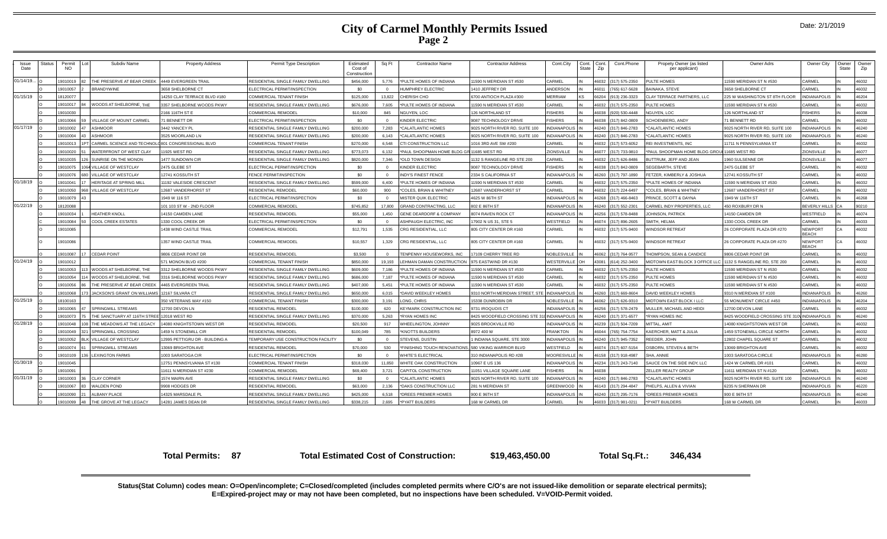# City of Carmel Monthly Permits Issued
## Page 2

Date: 2/1/2019

| Issue Date | Status | Permit NO | Lot | Subdiv Name | Property Address | Permit Type Description | Estimated Cost of Construction | Sq Ft | Contractor Name | Contractor Address | Cont.City | Cont. State | Cont. Zip | Cont.Phone | Propety Owner (as listed per applicant) | Owner Adrs | Owner City | Owner State | Owner Zip |
|---|---|---|---|---|---|---|---|---|---|---|---|---|---|---|---|---|---|---|---|
| 01/14/19... | O | 19010019 | 82 | THE PRESERVE AT BEAR CREEK | 4449 EVERGREEN TRAIL | RESIDENTIAL SINGLE FAMILY DWELLING | $456,000 | 5,776 | *PULTE HOMES OF INDIANA | 11590 N MERIDIAN ST #530 | CARMEL | IN | 46032 | (317) 575-2350 | PULTE HOMES | 11590 MERIDIAN ST N #530 | CARMEL | IN | 46032 |
| | O | 19010057 | 2 | BRANDYWINE | 3658 SHELBORNE CT | ELECTRICAL PERMIT/INSPECTION | $0 | 0 | HUMPHREY ELECTRIC | 1410 JEFFREY DR | ANDERSON | IN | 46011 | (765) 617-5628 | BAINAKA, STEVE | 3658 SHELBORNE CT | CARMEL | IN | 46032 |
| 01/15/19 | O | 18120077 | | | 14250 CLAY TERRACE BLVD #180 | COMMERCIAL TENANT FINISH | $125,000 | 13,822 | CHERISH CHO | 6700 ANTIOCH PLAZA #300 | MERRIAM | KS | 66204 | (913) 236-3323 | CLAY TERRACE PARTNERS, LLC | 225 W WASHINGTON ST 8TH FLOOR | INDIANAPOLIS | IN | 46204 |
| | O | 19010017 | 84 | WOODS AT SHELBORNE, THE | 3357 SHELBORNE WOODS PKWY | RESIDENTIAL SINGLE FAMILY DWELLING | $676,000 | 7,605 | *PULTE HOMES OF INDIANA | 11590 N MERIDIAN ST #530 | CARMEL | IN | 46032 | (317) 575-2350 | PULTE HOMES | 11590 MERIDIAN ST N #530 | CARMEL | IN | 46032 |
| | O | 19010030 | | | 2166 116TH ST E | COMMERCIAL REMODEL | $10,000 | 845 | NGUYEN, LOC | 126 NORTHLAND ST | FISHERS | IN | 46038 | (920) 530-4448 | NGUYEN, LOC | 126 NORTHLAND ST | FISHERS | IN | 46038 |
| | O | 19010066 | 59 | VILLAGE OF MOUNT CARMEL | 71 BENNETT DR | ELECTRICAL PERMIT/INSPECTION | $0 | 0 | KINDER ELECTRIC | 9087 TECHNOLOGY DRIVE | FISHERS | IN | 46038 | (317) 842-0809 | SCHOENBERG, ANDY | 71 BENNETT RD | CARMEL | IN | 46032 |
| 01/17/19 | O | 19010002 | 47 | ASHMOOR | 3442 YANCEY PL | RESIDENTIAL SINGLE FAMILY DWELLING | $200,000 | 7,283 | *CALATLANTIC HOMES | 9025 NORTH RIVER RD, SUITE 100 | INDIANAPOLIS | IN | 46240 | (317) 846-2783 | *CALATLANTIC HOMES | 9025 NORTH RIVER RD, SUITE 100 | INDIANAPOLIS | IN | 46240 |
| | O | 19010004 | 43 | ASHMOOR | 3525 MOORLAND LN | RESIDENTIAL SINGLE FAMILY DWELLING | $200,000 | 6,143 | *CALATLANTIC HOMES | 9025 NORTH RIVER RD, SUITE 100 | INDIANAPOLIS | IN | 46240 | (317) 846-2783 | *CALATLANTIC HOMES | 9025 NORTH RIVER RD, SUITE 100 | INDIANAPOLIS | IN | 46240 |
| | O | 19010013 | 1PT | CARMEL SCIENCE AND TECHNOLO | 801 CONGRESSIONAL BLVD | COMMERCIAL TENANT FINISH | $270,000 | 6,548 | CTI CONSTRUCTION LLC | 1016 3RD AVE SW #200 | CARMEL | IN | 46032 | (317) 573-6052 | REI INVESTMENTS, INC | 11711 N PENNSYLVANIA ST | CARMEL | IN | 46032 |
| | O | 19010020 | 51 | WATERFRONT OF WEST CLAY | 11925 WEST RD | RESIDENTIAL SINGLE FAMILY DWELLING | $773,073 | 6,132 | *PAUL SHOOPMAN HOME BLDG GR | 11685 WEST RD | ZIONSVILLE | IN | 46077 | (317) 733-9810 | *PAUL SHOOPMAN HOME BLDG GROU | 11685 WEST RD | ZIONSVILLE | IN | 46077 |
| | O | 19010035 | 126 | SUNRISE ON THE MONON | 1477 SUNDOWN CIR | RESIDENTIAL SINGLE FAMILY DWELLING | $820,000 | 7,346 | *OLD TOWN DESIGN | 1132 S RANGELINE RD STE 200 | CARMEL | IN | 46032 | (317) 626-8486 | BUTTRUM, JEFF AND JEAN | 1960 SULSENNE DR | ZIONSVILLE | IN | 46077 |
| | O | 19010075 | 1064 | VILLAGE OF WESTCLAY | 2475 GLEBE ST | ELECTRICAL PERMIT/INSPECTION | $0 | 0 | KINDER ELECTRIC | 9087 TECHNOLOGY DRIVE | FISHERS | IN | 46038 | (317) 842-0809 | SEGEBARTH, STEVE | 2475 GLEBE ST | CARMEL | IN | 46032 |
| | O | 19010076 | 680 | VILLAGE OF WESTCLAY | 12741 KOSSUTH ST | FENCE PERMIT/INSPECTION | $0 | 0 | INDY'S FINEST FENCE | 2334 S CALIFORNIA ST | INDIANAPOLIS | IN | 46260 | (317) 797-1890 | FETZER, KIMBERLY & JOSHUA | 12741 KOSSUTH ST | CARMEL | IN | 46032 |
| 01/18/19 | O | 19010041 | 17 | HERITAGE AT SPRING MILL | 11192 VALESIDE CRESCENT | RESIDENTIAL SINGLE FAMILY DWELLING | $599,000 | 6,400 | *PULTE HOMES OF INDIANA | 11590 N MERIDIAN ST #530 | CARMEL | IN | 46032 | (317) 575-2350 | *PULTE HOMES OF INDIANA | 11590 N MERIDIAN ST #530 | CARMEL | IN | 46032 |
| | O | 19010050 | 968 | VILLAGE OF WESTCLAY | 12687 VANDERHORST ST | RESIDENTIAL REMODEL | $60,000 | 900 | *COLES, BRIAN & WHITNEY | 12687 VANDERHORST ST | CARMEL | IN | 46032 | (317) 224-6497 | *COLES, BRIAN & WHITNEY | 12687 VANDERHORST ST | CARMEL | IN | 46032 |
| | O | 19010079 | 43 | | 1949 W 116 ST | ELECTRICAL PERMIT/INSPECTION | $0 | 0 | MISTER QUIK ELECTRIC | 4625 W 86TH ST | INDIANAPOLIS | IN | 46268 | (317) 466-8463 | PRINCE, SCOTT & DAYNA | 1949 W 116TH ST | CARMEL | IN | 46268 |
| 01/22/19 | O | 18120088 | | | 101 103 ST W - 2ND FLOOR | COMMERCIAL REMODEL | $745,852 | 17,800 | GRAND CONTRACTING, LLC | 802 E 86TH ST | INDIANAPOLIS | IN | 46240 | (317) 552-2301 | CARMEL INDY PROPERTIES, LLC | 450 ROXBURY DR N | BEVERLY HILLS | CA | 90210 |
| | O | 19010034 | 1 | HEATHER KNOLL | 14150 CAMDEN LANE | RESIDENTIAL REMODEL | $55,000 | 1,450 | GENE DEARDORF & COMPANY | 8074 RAVEN ROCK CT | INDIANAPOLIS | IN | 46256 | (317) 578-8488 | JOHNSON, PATRICK | 14150 CAMDEN DR | WESTFIELD | IN | 46074 |
| | O | 19010084 | 50 | COOL CREEK ESTATES | 1330 COOL CREEK DR | ELECTRICAL PERMIT/INSPECTION | $0 | 0 | ASHPAUGH ELECTRIC, INC | 17902 N US 31, STE 5 | WESTFIELD | IN | 46074 | (317) 896-2605 | SMITH, HELMA | 1330 COOL CREEK DR | CARMEL | IN | 46033 |
| | O | 19010085 | | | 1438 WIND CASTLE TRAIL | COMMERCIAL REMODEL | $12,791 | 1,535 | CRG RESIDENTIAL, LLC | 805 CITY CENTER DR #160 | CARMEL | IN | 46032 | (317) 575-9400 | WINDSOR RETREAT | 26 CORPORATE PLAZA DR #270 | NEWPORT BEACH | CA | 46032 |
| | O | 19010086 | | | 1357 WIND CASTLE TRAIL | COMMERCIAL REMODEL | $10,557 | 1,329 | CRG RESIDENTIAL, LLC | 805 CITY CENTER DR #160 | CARMEL | IN | 46032 | (317) 575-9400 | WINDSOR RETREAT | 26 CORPORATE PLAZA DR #270 | NEWPORT BEACH | CA | 46032 |
| | O | 19010087 | 17 | CEDAR POINT | 9806 CEDAR POINT DR | RESIDENTIAL REMODEL | $3,500 | 0 | TENPENNY HOUSEWORKS, INC | 17109 CHERRY TREE RD | NOBLESVILLE | IN | 46062 | (317) 764-9577 | THOMPSON, SEAN & CANDICE | 9806 CEDAR POINT DR | CARMEL | IN | 46032 |
| 01/24/19 | O | 19010012 | | | 571 MONON BLVD #200 | COMMERCIAL TENANT FINISH | $850,000 | 19,193 | LEHMAN DAMAN CONSTRUCTION | 975 EASTWIND DR #130 | WESTERVILLE | OH | 43081 | (614) 252-3400 | MIDTOWN EAST BLOCK 3 OFFICE LLC | 1132 S RANGELINE RD, STE 200 | CARMEL | IN | 46032 |
| | O | 19010053 | 113 | WOODS AT SHELBORNE, THE | 3312 SHELBORNE WOODS PKWY | RESIDENTIAL SINGLE FAMILY DWELLING | $609,000 | 7,186 | *PULTE HOMES OF INDIANA | 11590 N MERIDIAN ST #530 | CARMEL | IN | 46032 | (317) 575-2350 | PULTE HOMES | 11590 MERIDIAN ST N #530 | CARMEL | IN | 46032 |
| | O | 19010054 | 114 | WOODS AT SHELBORNE, THE | 3316 SHELBORNE WOODS PKWY | RESIDENTIAL SINGLE FAMILY DWELLING | $686,000 | 7,187 | *PULTE HOMES OF INDIANA | 11590 N MERIDIAN ST #530 | CARMEL | IN | 46032 | (317) 575-2350 | PULTE HOMES | 11590 MERIDIAN ST N #530 | CARMEL | IN | 46032 |
| | O | 19010056 | 86 | THE PRESERVE AT BEAR CREEK | 4465 EVERGREEN TRAIL | RESIDENTIAL SINGLE FAMILY DWELLING | $407,000 | 5,451 | *PULTE HOMES OF INDIANA | 11590 N MERIDIAN ST #530 | CARMEL | IN | 46032 | (317) 575-2350 | PULTE HOMES | 11590 MERIDIAN ST N #530 | CARMEL | IN | 46032 |
| | O | 19010068 | 173 | JACKSON'S GRANT ON WILLIAMS | 12167 SILVARA CT | RESIDENTIAL SINGLE FAMILY DWELLING | $650,000 | 6,015 | *DAVID WEEKLEY HOMES | 9310 NORTH MERIDIAN STREET, STE | INDIANAPOLIS | IN | 46260 | (317) 669-8604 | DAVID WEEKLEY HOMES | 9310 N MERIDIAN ST #100 | INDIANAPOLIS | IN | 46260 |
| 01/25/19 | O | 18100163 | | | 350 VETERANS WAY #150 | COMMERCIAL TENANT FINISH | $300,000 | 3,191 | LONG, CHRIS | 15338 DUNROBIN DR | NOBLESVILLE | IN | 46062 | (317) 626-9310 | MIDTOWN EAST BLOCK I LLC | 55 MONUMENT CIRCLE #450 | INDIANAPOLIS | IN | 46204 |
| | O | 19010065 | 47 | SPRINGMILL STREAMS | 12700 DEVON LN | RESIDENTIAL REMODEL | $100,000 | 620 | KEYMARK CONSTRUCTION INC | 9731 IROQUOIS CT | INDIANAPOLIS | IN | 46256 | (317) 578-2479 | MULLER, MICHAEL AND HEIDI | 12700 DEVON LANE | CARMEL | IN | 46032 |
| | O | 19010073 | 75 | THE SANCTUARY AT 116TH STREE | 12018 WEST RD | RESIDENTIAL SINGLE FAMILY DWELLING | $370,000 | 5,263 | *RYAN HOMES INC | 8425 WOODFIELD CROSSING STE 310 | INDIANAPOLIS | IN | 46240 | (317) 371-6577 | *RYAN HOMES INC | 8425 WOODFIELD CROSSING STE 310 | INDIANAPOLIS | IN | 46240 |
| 01/28/19 | O | 19010048 | 108 | THE MEADOWS AT THE LEGACY | 14080 KNIGHTSTOWN WEST DR | RESIDENTIAL REMODEL | $20,500 | 917 | WHEELINGTON, JOHNNY | 9025 BROOKVILLE RD | INDIANAPOLIS | IN | 46239 | (317) 504-7209 | MITTAL, AMIT | 14080 KNIGHTSTOWN WEST DR | CARMEL | IN | 46032 |
| | O | 19010049 | 321 | SPRINGMILL CROSSING | 1459 N STONEMILL CIR | RESIDENTIAL REMODEL | $100,049 | 785 | *KNOTTS BUILDERS | 8972 400 W | FRANKTON | IN | 46044 | (765) 754-7754 | KAERCHER, MATT & JULIA | 1459 STONEMILL CIRCLE NORTH | CARMEL | IN | 46032 |
| | O | 19010052 | BLK | VILLAGE OF WESTCLAY | 12995 PETTIGRU DR - BUILDING A | TEMPORARY USE CONSTRUCTION FACILITY | $0 | 0 | STEVENS, DUSTIN | 1 INDIANA SQUARE, STE 3000 | INDIANAPOLIS | IN | 46240 | (317) 945-7352 | REEDER, JOHN | 12802 CHAPEL SQUARE ST | CARMEL | IN | 46032 |
| | O | 19010074 | 91 | SPRINGMILL STREAMS | 13069 BRIGHTON AVE | RESIDENTIAL REMODEL | $70,000 | 530 | *FINISHING TOUCH RENOVATIONS | 580 VIKING WARRIOR BLVD | WESTFIELD | IN | 46074 | (317) 607-5154 | OSBORN, STEVEN & BETH | 13069 BRIGHTON AVE | CARMEL | IN | 46032 |
| | O | 19010109 | 136 | LEXINGTON FARMS | 1003 SARATOGA CIR | ELECTRICAL PERMIT/INSPECTION | $0 | 0 | WHITE'S ELECTRICAL | 310 INDIANAPOLIS RD #2B | MOORESVILLE | IN | 46158 | (317) 918-4987 | SHA, ANNIE | 1003 SARATOGA CIRCLE | INDIANAPOLIS | IN | 46280 |
| 01/30/19 | O | 19010045 | | | 12751 PENNSYLVANIA ST #130 | COMMERCIAL TENANT FINISH | $318,030 | 11,850 | WHITE OAK CONSTRUCTION | 10967 E US 136 | INDIANAPOLIS | IN | 46234 | (317) 243-7140 | SAUCE ON THE SIDE INDY, LLC | 1424 W CARMEL DR #101 | CARMEL | IN | 46032 |
| | O | 19010091 | | | 11611 N MERIDIAN ST #230 | COMMERCIAL REMODEL | $69,400 | 3,721 | CAPITOL CONSTRUCTION | 11051 VILLAGE SQUARE LANE | FISHERS | IN | 46038 | | ZELLER REALTY GROUP | 11611 MERIDIAN ST N #120 | CARMEL | IN | 46032 |
| 01/31/19 | O | 19010003 | 36 | CLAY CORNER | 1574 MAIRN AVE | RESIDENTIAL SINGLE FAMILY DWELLING | $0 | 0 | *CALATLANTIC HOMES | 9025 NORTH RIVER RD, SUITE 100 | INDIANAPOLIS | IN | 46240 | (317) 846-2783 | *CALATLANTIC HOMES | 9025 NORTH RIVER RD, SUITE 100 | INDIANAPOLIS | IN | 46240 |
| | O | 19010067 | 83 | WALDEN POND | 9908 HODGES DR | RESIDENTIAL REMODEL | $63,000 | 2,136 | *OAKS CONSTRUCTION LLC | 281 N MERIDIAN ST | GREENWOOD | IN | 46143 | (317) 294-4847 | PHELPS, ALLEN & VIVIAN | 6235 N SHERMAN DR | INDIANAPOLIS | IN | 46220 |
| | O | 19010090 | 21 | ALBANY PLACE | 14325 MARSDALE PL | RESIDENTIAL SINGLE FAMILY DWELLING | $425,000 | 6,518 | *DREES PREMIER HOMES | 900 E 96TH ST | INDIANAPOLIS | IN | 46240 | (317) 295-7176 | *DREES PREMIER HOMES | 900 E 96TH ST | INDIANAPOLIS | IN | 46240 |
| | O | 19010099 | 48 | THE GROVE AT THE LEGACY | 14281 JAMES DEAN DR | RESIDENTIAL SINGLE FAMILY DWELLING | $338,215 | 2,695 | *PYATT BUILDERS | 168 W CARMEL DR | CARMEL | IN | 46033 | (317) 981-0211 | *PYATT BUILDERS | 168 W CARMEL DR | CARMEL | IN | 46033 |

**Total Permits: 87** **Total Estimated Cost of Construction: $19,463,450.00** **Total Sq.Ft.: 346,434**

**Status(Stat Column) codes mean: O=Open/incomplete; C=Closed/completed (includes completed permits where C/O's are not issued-like demolition or separate electrical permits); E=Expired-project may or may not have been completed, but no inspections have been scheduled. V=VOID-Permit voided.**